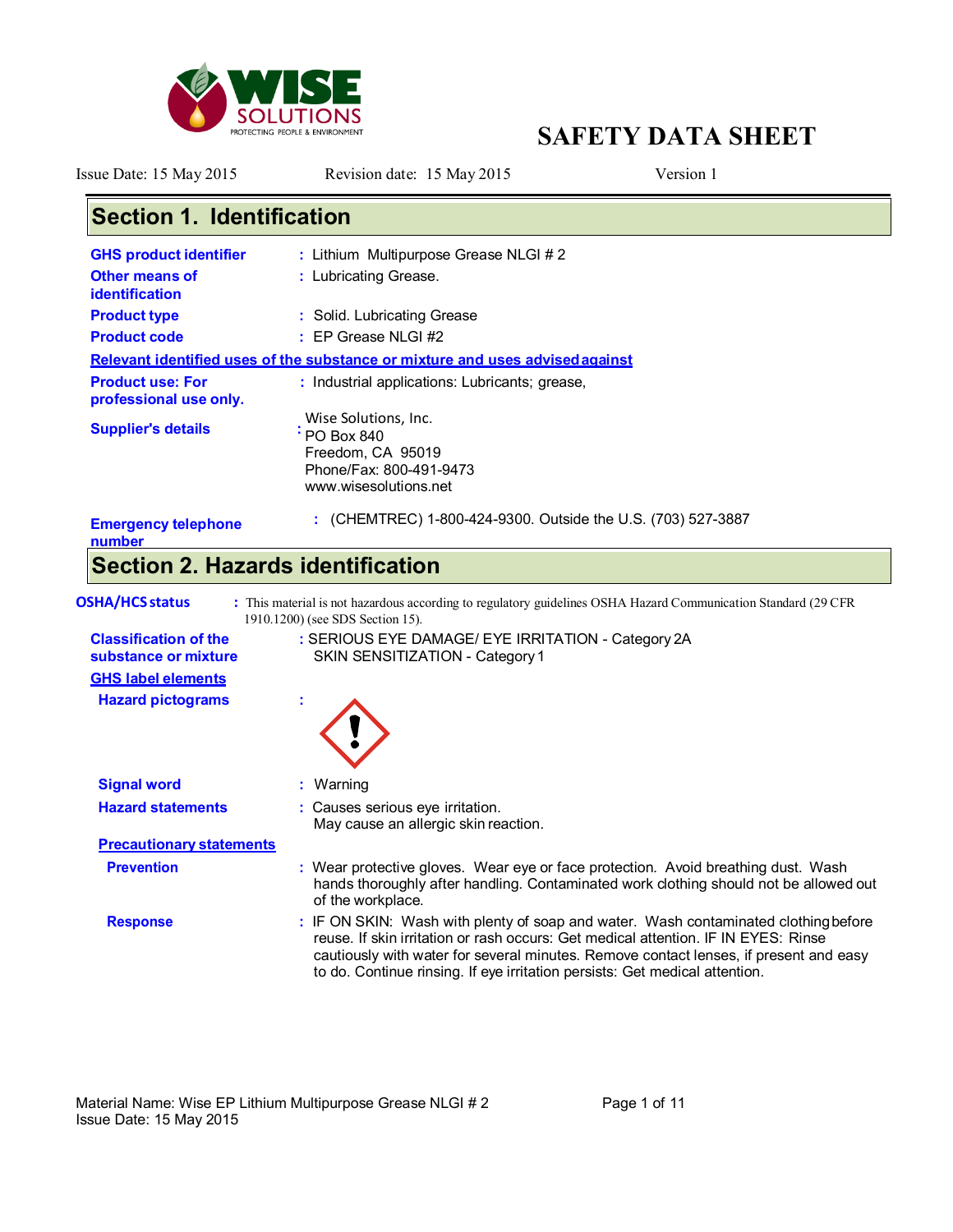# SAFETY DATA SHEET

Issue Date: 15 May 2015 Revision date: 15 May 2015 Version 1

## Section 1. Identification

**GHS product identifier** : Lithium Multipurpose Grease NLGI # 2

**Other means of identification** : Lubricating Grease.

**Product type** : Solid. Lubricating Grease

**Product code** : EP Grease NLGI #2

**Relevant identified uses of the substance or mixture and uses advised against**

**Product use: For professional use only.** : Industrial applications: Lubricants; grease,

**Supplier's details** :
Wise Solutions, Inc.
PO Box 840
Freedom, CA 95019
Phone/Fax: 800-491-9473
www.wisesolutions.net

**Emergency telephone number** : (CHEMTREC) 1-800-424-9300. Outside the U.S. (703) 527-3887

## Section 2. Hazards identification

**OSHA/HCS status** : This material is not hazardous according to regulatory guidelines OSHA Hazard Communication Standard (29 CFR 1910.1200) (see SDS Section 15).

**Classification of the substance or mixture** : SERIOUS EYE DAMAGE/ EYE IRRITATION - Category 2A
SKIN SENSITIZATION - Category 1

**GHS label elements**

**Hazard pictograms** :

**Signal word** : Warning

**Hazard statements** : Causes serious eye irritation.
May cause an allergic skin reaction.

**Precautionary statements**

**Prevention** : Wear protective gloves. Wear eye or face protection. Avoid breathing dust. Wash hands thoroughly after handling. Contaminated work clothing should not be allowed out of the workplace.

**Response** : IF ON SKIN: Wash with plenty of soap and water. Wash contaminated clothing before reuse. If skin irritation or rash occurs: Get medical attention. IF IN EYES: Rinse cautiously with water for several minutes. Remove contact lenses, if present and easy to do. Continue rinsing. If eye irritation persists: Get medical attention.

Material Name: Wise EP Lithium Multipurpose Grease NLGI # 2
Issue Date: 15 May 2015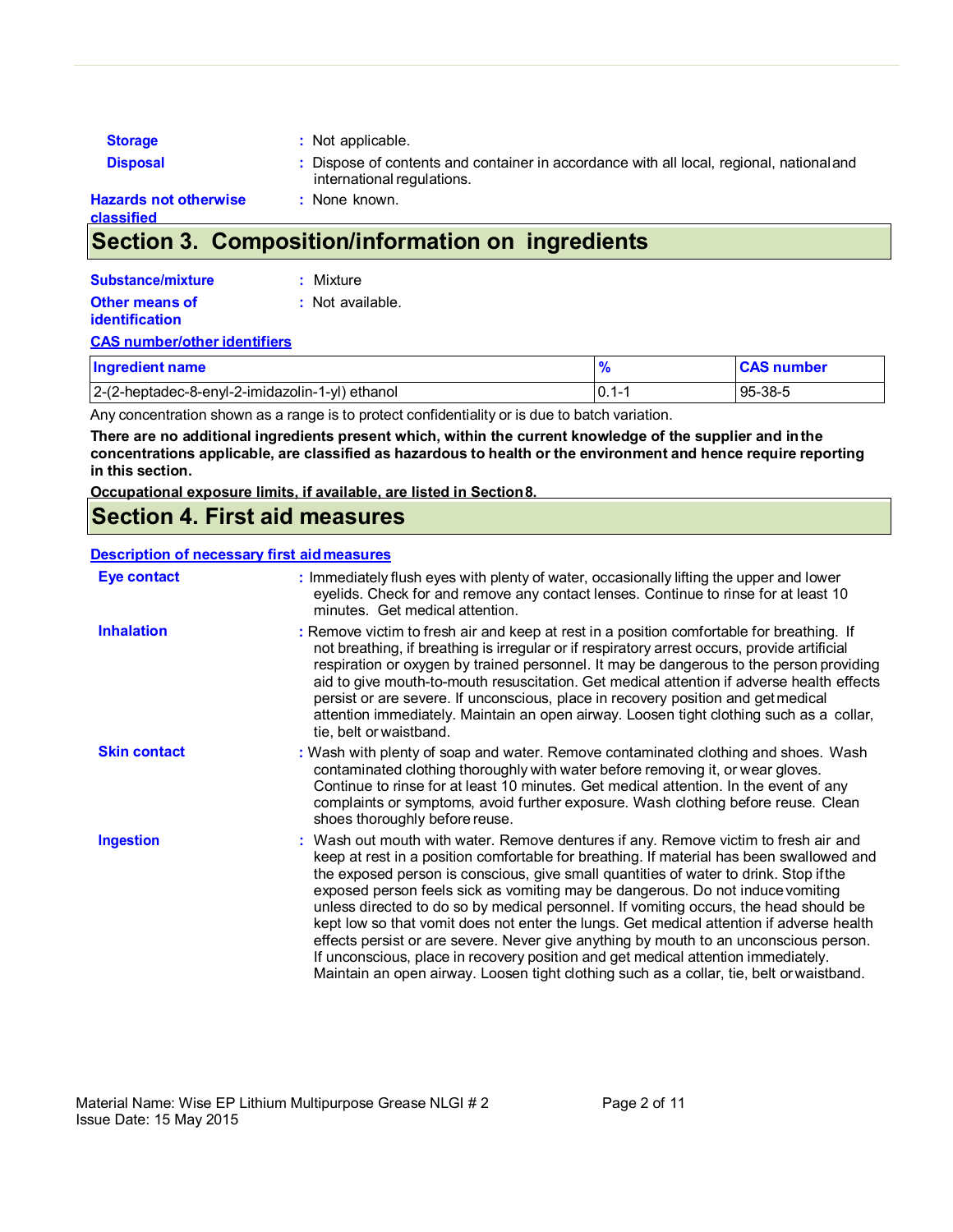**Storage** : Not applicable.

**Disposal** : Dispose of contents and container in accordance with all local, regional, national and international regulations.

**Hazards not otherwise classified** : None known.

## Section 3. Composition/information on ingredients

**Substance/mixture** : Mixture

**Other means of identification** : Not available.

**CAS number/other identifiers**

| Ingredient name | % | CAS number |
|---|---|---|
| 2-(2-heptadec-8-enyl-2-imidazolin-1-yl) ethanol | 0.1-1 | 95-38-5 |

Any concentration shown as a range is to protect confidentiality or is due to batch variation.

**There are no additional ingredients present which, within the current knowledge of the supplier and in the concentrations applicable, are classified as hazardous to health or the environment and hence require reporting in this section.**

**Occupational exposure limits, if available, are listed in Section 8.**

## Section 4. First aid measures

**Description of necessary first aid measures**

**Eye contact** : Immediately flush eyes with plenty of water, occasionally lifting the upper and lower eyelids. Check for and remove any contact lenses. Continue to rinse for at least 10 minutes. Get medical attention.

**Inhalation** : Remove victim to fresh air and keep at rest in a position comfortable for breathing. If not breathing, if breathing is irregular or if respiratory arrest occurs, provide artificial respiration or oxygen by trained personnel. It may be dangerous to the person providing aid to give mouth-to-mouth resuscitation. Get medical attention if adverse health effects persist or are severe. If unconscious, place in recovery position and get medical attention immediately. Maintain an open airway. Loosen tight clothing such as a collar, tie, belt or waistband.

**Skin contact** : Wash with plenty of soap and water. Remove contaminated clothing and shoes. Wash contaminated clothing thoroughly with water before removing it, or wear gloves. Continue to rinse for at least 10 minutes. Get medical attention. In the event of any complaints or symptoms, avoid further exposure. Wash clothing before reuse. Clean shoes thoroughly before reuse.

**Ingestion** : Wash out mouth with water. Remove dentures if any. Remove victim to fresh air and keep at rest in a position comfortable for breathing. If material has been swallowed and the exposed person is conscious, give small quantities of water to drink. Stop if the exposed person feels sick as vomiting may be dangerous. Do not induce vomiting unless directed to do so by medical personnel. If vomiting occurs, the head should be kept low so that vomit does not enter the lungs. Get medical attention if adverse health effects persist or are severe. Never give anything by mouth to an unconscious person. If unconscious, place in recovery position and get medical attention immediately. Maintain an open airway. Loosen tight clothing such as a collar, tie, belt or waistband.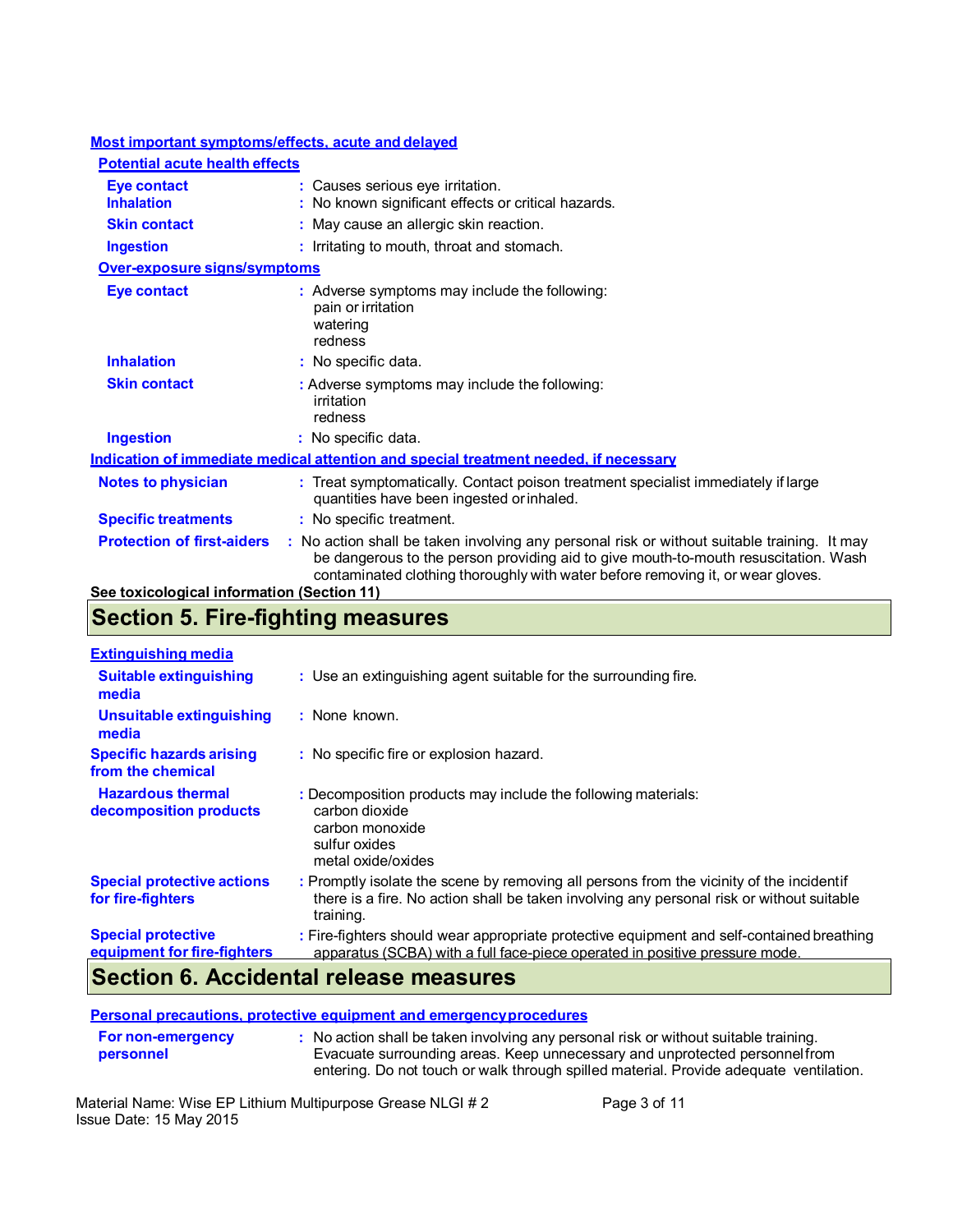### Most important symptoms/effects, acute and delayed

#### Potential acute health effects

**Eye contact** : Causes serious eye irritation.

**Inhalation** : No known significant effects or critical hazards.

**Skin contact** : May cause an allergic skin reaction.

**Ingestion** : Irritating to mouth, throat and stomach.

#### Over-exposure signs/symptoms

**Eye contact** : Adverse symptoms may include the following:
pain or irritation
watering
redness

**Inhalation** : No specific data.

**Skin contact** : Adverse symptoms may include the following:
irritation
redness

**Ingestion** : No specific data.

### Indication of immediate medical attention and special treatment needed, if necessary

**Notes to physician** : Treat symptomatically. Contact poison treatment specialist immediately if large quantities have been ingested or inhaled.

**Specific treatments** : No specific treatment.

**Protection of first-aiders** : No action shall be taken involving any personal risk or without suitable training. It may be dangerous to the person providing aid to give mouth-to-mouth resuscitation. Wash contaminated clothing thoroughly with water before removing it, or wear gloves.

**See toxicological information (Section 11)**

## Section 5. Fire-fighting measures

### Extinguishing media

**Suitable extinguishing media** : Use an extinguishing agent suitable for the surrounding fire.

**Unsuitable extinguishing media** : None known.

**Specific hazards arising from the chemical** : No specific fire or explosion hazard.

**Hazardous thermal decomposition products** : Decomposition products may include the following materials:
carbon dioxide
carbon monoxide
sulfur oxides
metal oxide/oxides

**Special protective actions for fire-fighters** : Promptly isolate the scene by removing all persons from the vicinity of the incident if there is a fire. No action shall be taken involving any personal risk or without suitable training.

**Special protective equipment for fire-fighters** : Fire-fighters should wear appropriate protective equipment and self-contained breathing apparatus (SCBA) with a full face-piece operated in positive pressure mode.

## Section 6. Accidental release measures

### Personal precautions, protective equipment and emergency procedures

**For non-emergency personnel** : No action shall be taken involving any personal risk or without suitable training. Evacuate surrounding areas. Keep unnecessary and unprotected personnel from entering. Do not touch or walk through spilled material. Provide adequate ventilation.

Material Name: Wise EP Lithium Multipurpose Grease NLGI # 2
Issue Date: 15 May 2015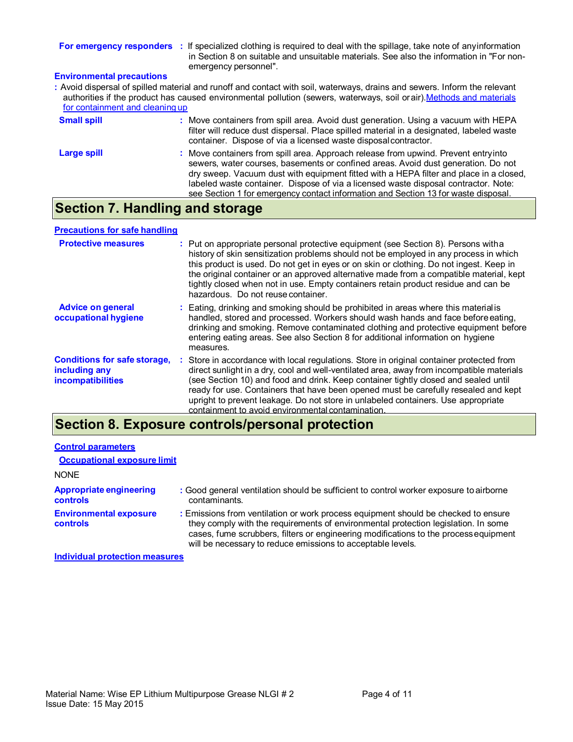**For emergency responders** : If specialized clothing is required to deal with the spillage, take note of any information in Section 8 on suitable and unsuitable materials. See also the information in "For non-emergency personnel".

**Environmental precautions**

: Avoid dispersal of spilled material and runoff and contact with soil, waterways, drains and sewers. Inform the relevant authorities if the product has caused environmental pollution (sewers, waterways, soil or air).

**Methods and materials for containment and cleaning up**

**Small spill** : Move containers from spill area. Avoid dust generation. Using a vacuum with HEPA filter will reduce dust dispersal. Place spilled material in a designated, labeled waste container. Dispose of via a licensed waste disposal contractor.

**Large spill** : Move containers from spill area. Approach release from upwind. Prevent entry into sewers, water courses, basements or confined areas. Avoid dust generation. Do not dry sweep. Vacuum dust with equipment fitted with a HEPA filter and place in a closed, labeled waste container. Dispose of via a licensed waste disposal contractor. Note: see Section 1 for emergency contact information and Section 13 for waste disposal.

## Section 7. Handling and storage

**Precautions for safe handling**

**Protective measures** : Put on appropriate personal protective equipment (see Section 8). Persons with a history of skin sensitization problems should not be employed in any process in which this product is used. Do not get in eyes or on skin or clothing. Do not ingest. Keep in the original container or an approved alternative made from a compatible material, kept tightly closed when not in use. Empty containers retain product residue and can be hazardous. Do not reuse container.

**Advice on general occupational hygiene** : Eating, drinking and smoking should be prohibited in areas where this material is handled, stored and processed. Workers should wash hands and face before eating, drinking and smoking. Remove contaminated clothing and protective equipment before entering eating areas. See also Section 8 for additional information on hygiene measures.

**Conditions for safe storage, including any incompatibilities** : Store in accordance with local regulations. Store in original container protected from direct sunlight in a dry, cool and well-ventilated area, away from incompatible materials (see Section 10) and food and drink. Keep container tightly closed and sealed until ready for use. Containers that have been opened must be carefully resealed and kept upright to prevent leakage. Do not store in unlabeled containers. Use appropriate containment to avoid environmental contamination.

## Section 8. Exposure controls/personal protection

**Control parameters**

**Occupational exposure limit**

NONE

**Appropriate engineering controls** : Good general ventilation should be sufficient to control worker exposure to airborne contaminants.

**Environmental exposure controls** : Emissions from ventilation or work process equipment should be checked to ensure they comply with the requirements of environmental protection legislation. In some cases, fume scrubbers, filters or engineering modifications to the process equipment will be necessary to reduce emissions to acceptable levels.

**Individual protection measures**

Material Name: Wise EP Lithium Multipurpose Grease NLGI # 2
Issue Date: 15 May 2015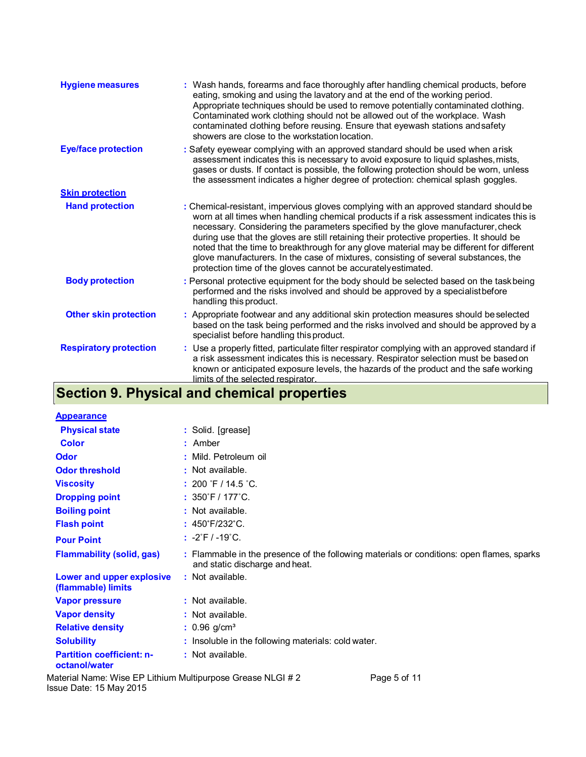**Hygiene measures** : Wash hands, forearms and face thoroughly after handling chemical products, before eating, smoking and using the lavatory and at the end of the working period. Appropriate techniques should be used to remove potentially contaminated clothing. Contaminated work clothing should not be allowed out of the workplace. Wash contaminated clothing before reusing. Ensure that eyewash stations and safety showers are close to the workstation location.

**Eye/face protection** : Safety eyewear complying with an approved standard should be used when a risk assessment indicates this is necessary to avoid exposure to liquid splashes, mists, gases or dusts. If contact is possible, the following protection should be worn, unless the assessment indicates a higher degree of protection: chemical splash goggles.

**Skin protection**

**Hand protection** : Chemical-resistant, impervious gloves complying with an approved standard should be worn at all times when handling chemical products if a risk assessment indicates this is necessary. Considering the parameters specified by the glove manufacturer, check during use that the gloves are still retaining their protective properties. It should be noted that the time to breakthrough for any glove material may be different for different glove manufacturers. In the case of mixtures, consisting of several substances, the protection time of the gloves cannot be accurately estimated.

**Body protection** : Personal protective equipment for the body should be selected based on the task being performed and the risks involved and should be approved by a specialist before handling this product.

**Other skin protection** : Appropriate footwear and any additional skin protection measures should be selected based on the task being performed and the risks involved and should be approved by a specialist before handling this product.

**Respiratory protection** : Use a properly fitted, particulate filter respirator complying with an approved standard if a risk assessment indicates this is necessary. Respirator selection must be based on known or anticipated exposure levels, the hazards of the product and the safe working limits of the selected respirator.

## Section 9. Physical and chemical properties

**Appearance**

| | |
|---|---|
| **Physical state** | : Solid. [grease] |
| **Color** | : Amber |
| **Odor** | : Mild. Petroleum oil |
| **Odor threshold** | : Not available. |
| **Viscosity** | : 200 ˚F / 14.5 ˚C. |
| **Dropping point** | : 350˚F / 177˚C. |
| **Boiling point** | : Not available. |
| **Flash point** | : 450˚F/232˚C. |
| **Pour Point** | : -2˚F / -19˚C. |
| **Flammability (solid, gas)** | : Flammable in the presence of the following materials or conditions: open flames, sparks and static discharge and heat. |
| **Lower and upper explosive (flammable) limits** | : Not available. |
| **Vapor pressure** | : Not available. |
| **Vapor density** | : Not available. |
| **Relative density** | : 0.96 g/cm³ |
| **Solubility** | : Insoluble in the following materials: cold water. |
| **Partition coefficient: n-octanol/water** | : Not available. |

Material Name: Wise EP Lithium Multipurpose Grease NLGI # 2
Issue Date: 15 May 2015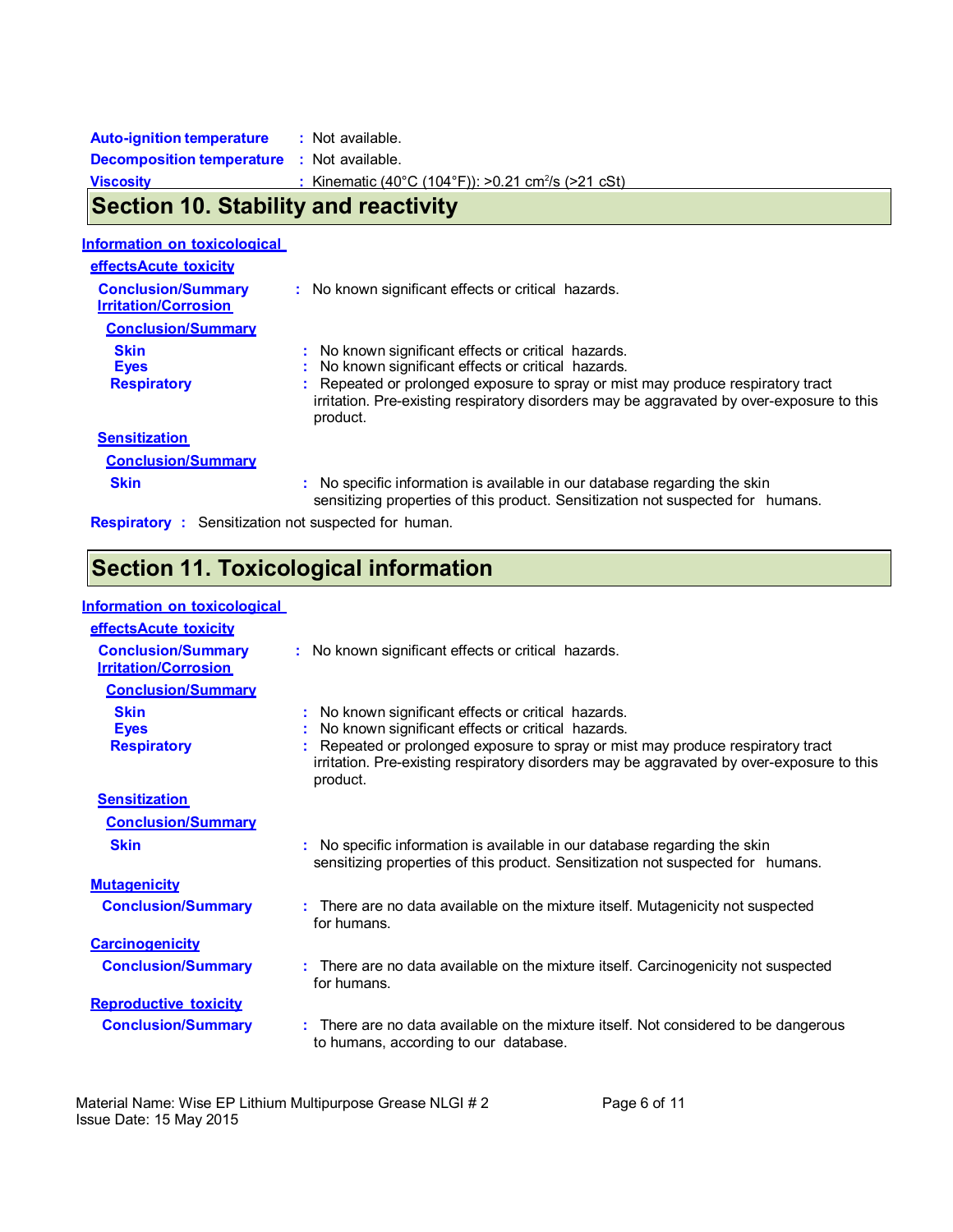**Auto-ignition temperature** : Not available.

**Decomposition temperature** : Not available.

**Viscosity** : Kinematic (40°C (104°F)): >0.21 $cm^2/s$ (>21 cSt)

## Section 10. Stability and reactivity

**Information on toxicological effectsAcute toxicity**

**Conclusion/Summary** : No known significant effects or critical hazards.

**Irritation/Corrosion**

**Conclusion/Summary**

**Skin** : No known significant effects or critical hazards.

**Eyes** : No known significant effects or critical hazards.

**Respiratory** : Repeated or prolonged exposure to spray or mist may produce respiratory tract irritation. Pre-existing respiratory disorders may be aggravated by over-exposure to this product.

**Sensitization**

**Conclusion/Summary**

**Skin** : No specific information is available in our database regarding the skin sensitizing properties of this product. Sensitization not suspected for humans.

**Respiratory** : Sensitization not suspected for human.

## Section 11. Toxicological information

**Information on toxicological effectsAcute toxicity**

**Conclusion/Summary** : No known significant effects or critical hazards.

**Irritation/Corrosion**

**Conclusion/Summary**

**Skin** : No known significant effects or critical hazards.

**Eyes** : No known significant effects or critical hazards.

**Respiratory** : Repeated or prolonged exposure to spray or mist may produce respiratory tract irritation. Pre-existing respiratory disorders may be aggravated by over-exposure to this product.

**Sensitization**

**Conclusion/Summary**

**Skin** : No specific information is available in our database regarding the skin sensitizing properties of this product. Sensitization not suspected for humans.

**Mutagenicity**

**Conclusion/Summary** : There are no data available on the mixture itself. Mutagenicity not suspected for humans.

**Carcinogenicity**

**Conclusion/Summary** : There are no data available on the mixture itself. Carcinogenicity not suspected for humans.

**Reproductive toxicity**

**Conclusion/Summary** : There are no data available on the mixture itself. Not considered to be dangerous to humans, according to our database.

Material Name: Wise EP Lithium Multipurpose Grease NLGI # 2
Issue Date: 15 May 2015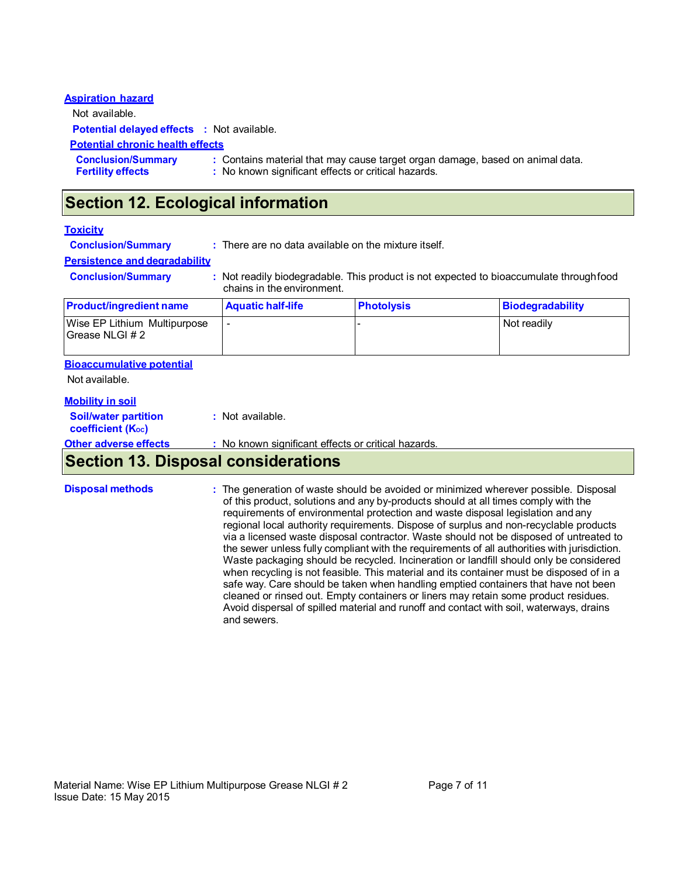### Aspiration hazard

Not available.

**Potential delayed effects** : Not available.

### Potential chronic health effects

**Conclusion/Summary** : Contains material that may cause target organ damage, based on animal data.

**Fertility effects** : No known significant effects or critical hazards.

## Section 12. Ecological information

### Toxicity

**Conclusion/Summary** : There are no data available on the mixture itself.

### Persistence and degradability

**Conclusion/Summary** : Not readily biodegradable. This product is not expected to bioaccumulate through food chains in the environment.

| Product/ingredient name | Aquatic half-life | Photolysis | Biodegradability |
|---|---|---|---|
| Wise EP Lithium Multipurpose Grease NLGI # 2 | - | - | Not readily |

### Bioaccumulative potential

Not available.

### Mobility in soil

**Soil/water partition coefficient ($K_{OC}$)** : Not available.

**Other adverse effects** : No known significant effects or critical hazards.

## Section 13. Disposal considerations

**Disposal methods** : The generation of waste should be avoided or minimized wherever possible. Disposal of this product, solutions and any by-products should at all times comply with the requirements of environmental protection and waste disposal legislation and any regional local authority requirements. Dispose of surplus and non-recyclable products via a licensed waste disposal contractor. Waste should not be disposed of untreated to the sewer unless fully compliant with the requirements of all authorities with jurisdiction. Waste packaging should be recycled. Incineration or landfill should only be considered when recycling is not feasible. This material and its container must be disposed of in a safe way. Care should be taken when handling emptied containers that have not been cleaned or rinsed out. Empty containers or liners may retain some product residues. Avoid dispersal of spilled material and runoff and contact with soil, waterways, drains and sewers.

Material Name: Wise EP Lithium Multipurpose Grease NLGI # 2
Issue Date: 15 May 2015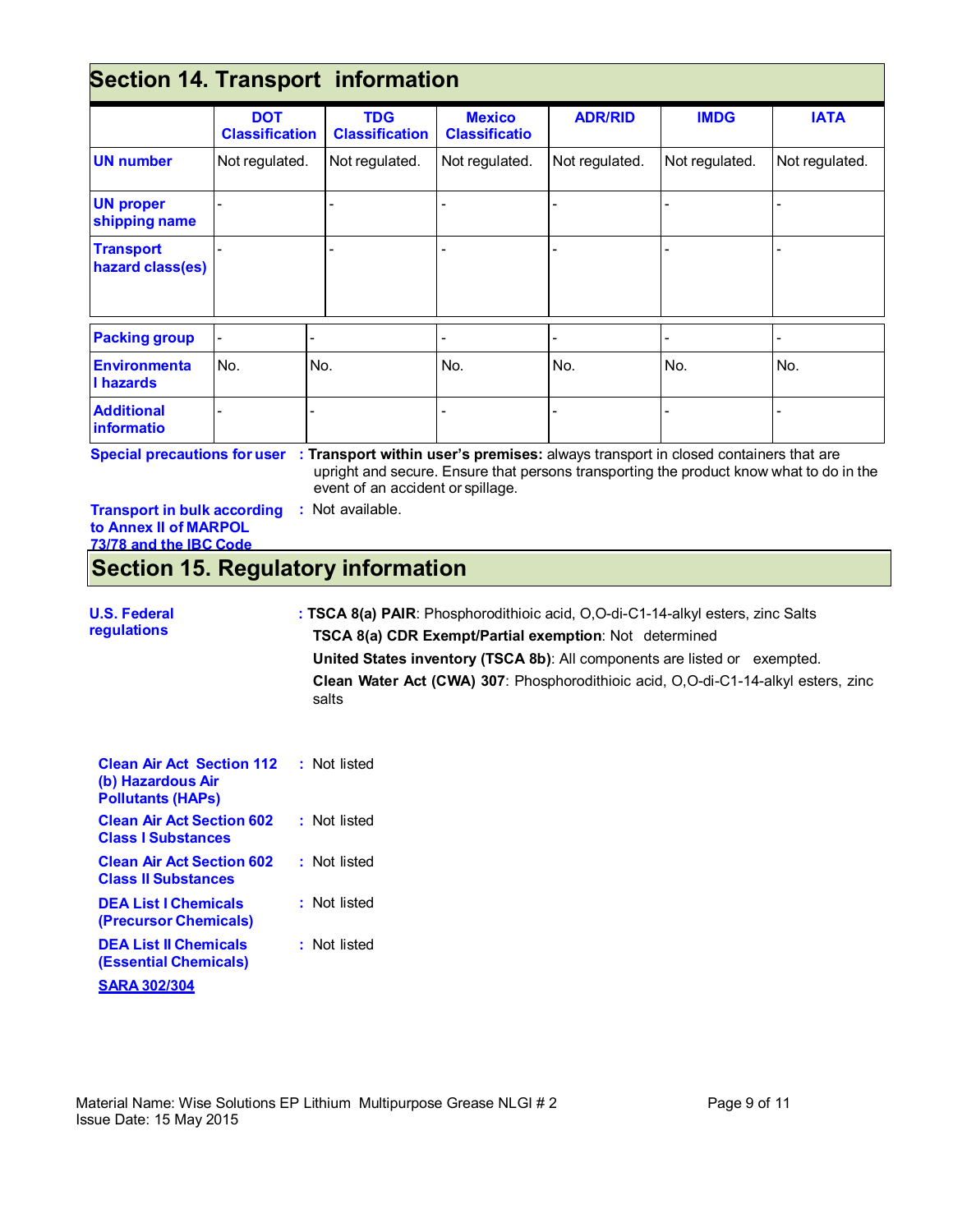## Section 14. Transport information

| | DOT Classification | TDG Classification | Mexico Classificatio | ADR/RID | IMDG | IATA |
|---|---|---|---|---|---|---|
| **UN number** | Not regulated. | Not regulated. | Not regulated. | Not regulated. | Not regulated. | Not regulated. |
| **UN proper shipping name** | - | - | - | - | - | - |
| **Transport hazard class(es)** | - | - | - | - | - | - |
| **Packing group** | - | - | - | - | - | - |
| **Environmental hazards** | No. | No. | No. | No. | No. | No. |
| **Additional informatio** | - | - | - | - | - | - |

**Special precautions for user** : **Transport within user's premises:** always transport in closed containers that are upright and secure. Ensure that persons transporting the product know what to do in the event of an accident or spillage.

**Transport in bulk according to Annex II of MARPOL 73/78 and the IBC Code** : Not available.

## Section 15. Regulatory information

**U.S. Federal regulations** : **TSCA 8(a) PAIR**: Phosphorodithioic acid, O,O-di-C1-14-alkyl esters, zinc Salts

**TSCA 8(a) CDR Exempt/Partial exemption**: Not determined

**United States inventory (TSCA 8b)**: All components are listed or exempted.

**Clean Water Act (CWA) 307**: Phosphorodithioic acid, O,O-di-C1-14-alkyl esters, zinc salts

**Clean Air Act Section 112 (b) Hazardous Air Pollutants (HAPs)** : Not listed

**Clean Air Act Section 602 Class I Substances** : Not listed

**Clean Air Act Section 602 Class II Substances** : Not listed

**DEA List I Chemicals (Precursor Chemicals)** : Not listed

**DEA List II Chemicals (Essential Chemicals)** : Not listed

**SARA 302/304**

Material Name: Wise Solutions EP Lithium Multipurpose Grease NLGI # 2
Issue Date: 15 May 2015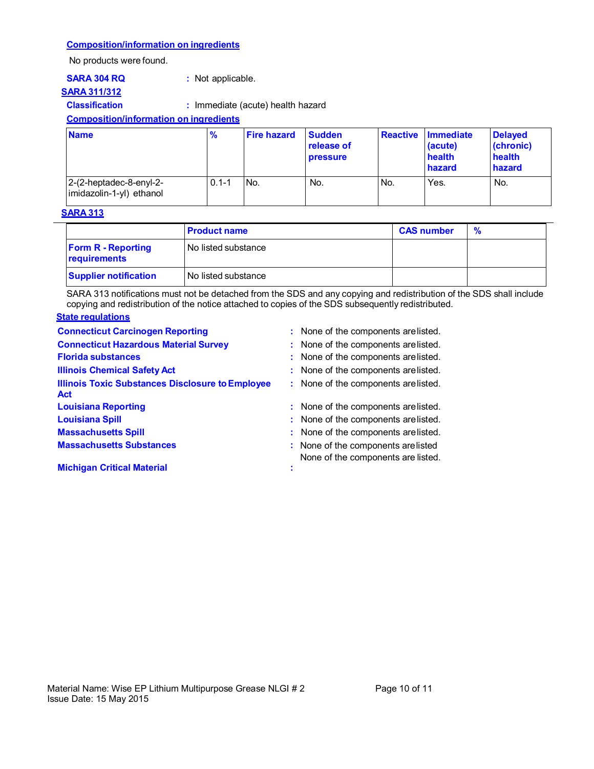**Composition/information on ingredients**

No products were found.

**SARA 304 RQ** : Not applicable.

**SARA 311/312**

**Classification** : Immediate (acute) health hazard

**Composition/information on ingredients**

| Name | % | Fire hazard | Sudden release of pressure | Reactive | Immediate (acute) health hazard | Delayed (chronic) health hazard |
|---|---|---|---|---|---|---|
| 2-(2-heptadec-8-enyl-2-imidazolin-1-yl) ethanol | 0.1-1 | No. | No. | No. | Yes. | No. |

**SARA 313**

| | Product name | CAS number | % |
|---|---|---|---|
| **Form R - Reporting requirements** | No listed substance | | |
| **Supplier notification** | No listed substance | | |

SARA 313 notifications must not be detached from the SDS and any copying and redistribution of the SDS shall include copying and redistribution of the notice attached to copies of the SDS subsequently redistributed.

**State regulations**

**Connecticut Carcinogen Reporting** : None of the components are listed.

**Connecticut Hazardous Material Survey** : None of the components are listed.

**Florida substances** : None of the components are listed.

**Illinois Chemical Safety Act** : None of the components are listed.

**Illinois Toxic Substances Disclosure to Employee Act** : None of the components are listed.

**Louisiana Reporting** : None of the components are listed.

**Louisiana Spill** : None of the components are listed.

**Massachusetts Spill** : None of the components are listed.

**Massachusetts Substances** : None of the components are listed

None of the components are listed.

**Michigan Critical Material** :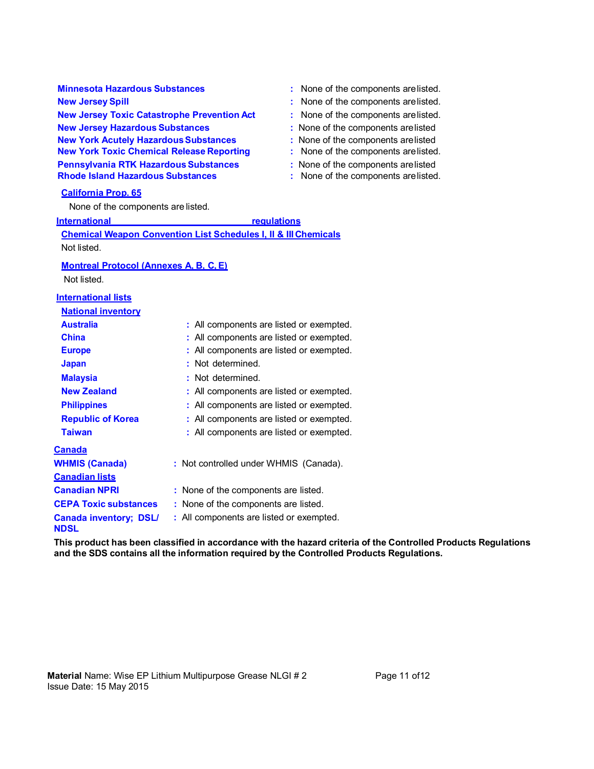**Minnesota Hazardous Substances** : None of the components are listed.

**New Jersey Spill** : None of the components are listed.

**New Jersey Toxic Catastrophe Prevention Act** : None of the components are listed.

**New Jersey Hazardous Substances** : None of the components are listed

**New York Acutely Hazardous Substances** : None of the components are listed

**New York Toxic Chemical Release Reporting** : None of the components are listed.

**Pennsylvania RTK Hazardous Substances** : None of the components are listed

**Rhode Island Hazardous Substances** : None of the components are listed.

**California Prop. 65**

None of the components are listed.

**International regulations**

**Chemical Weapon Convention List Schedules I, II & III Chemicals**

Not listed.

**Montreal Protocol (Annexes A, B, C, E)**

Not listed.

**International lists**

**National inventory**

| | |
|---|---|
| **Australia** | : All components are listed or exempted. |
| **China** | : All components are listed or exempted. |
| **Europe** | : All components are listed or exempted. |
| **Japan** | : Not determined. |
| **Malaysia** | : Not determined. |
| **New Zealand** | : All components are listed or exempted. |
| **Philippines** | : All components are listed or exempted. |
| **Republic of Korea** | : All components are listed or exempted. |
| **Taiwan** | : All components are listed or exempted. |

**Canada**

**WHMIS (Canada)** : Not controlled under WHMIS (Canada).

**Canadian lists**

| | |
|---|---|
| **Canadian NPRI** | : None of the components are listed. |
| **CEPA Toxic substances** | : None of the components are listed. |
| **Canada inventory; DSL/ NDSL** | : All components are listed or exempted. |

**This product has been classified in accordance with the hazard criteria of the Controlled Products Regulations and the SDS contains all the information required by the Controlled Products Regulations.**

**Material** Name: Wise EP Lithium Multipurpose Grease NLGI # 2
Issue Date: 15 May 2015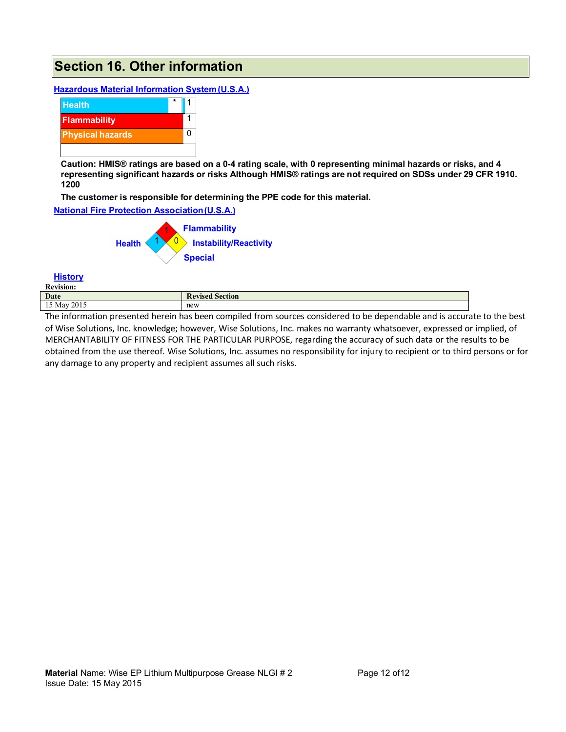# Section 16. Other information

**Hazardous Material Information System (U.S.A.)**

| | | |
|---|---|---|
| Health | * | 1 |
| Flammability | | 1 |
| Physical hazards | | 0 |
| | | |

**Caution: HMIS® ratings are based on a 0-4 rating scale, with 0 representing minimal hazards or risks, and 4 representing significant hazards or risks Although HMIS® ratings are not required on SDSs under 29 CFR 1910. 1200**

**The customer is responsible for determining the PPE code for this material.**

**National Fire Protection Association (U.S.A.)**

Flammability 1
Health 1
Instability/Reactivity 0
Special

**History**

**Revision:**

| Date | Revised Section |
|---|---|
| 15 May 2015 | new |

The information presented herein has been compiled from sources considered to be dependable and is accurate to the best of Wise Solutions, Inc. knowledge; however, Wise Solutions, Inc. makes no warranty whatsoever, expressed or implied, of MERCHANTABILITY OF FITNESS FOR THE PARTICULAR PURPOSE, regarding the accuracy of such data or the results to be obtained from the use thereof. Wise Solutions, Inc. assumes no responsibility for injury to recipient or to third persons or for any damage to any property and recipient assumes all such risks.